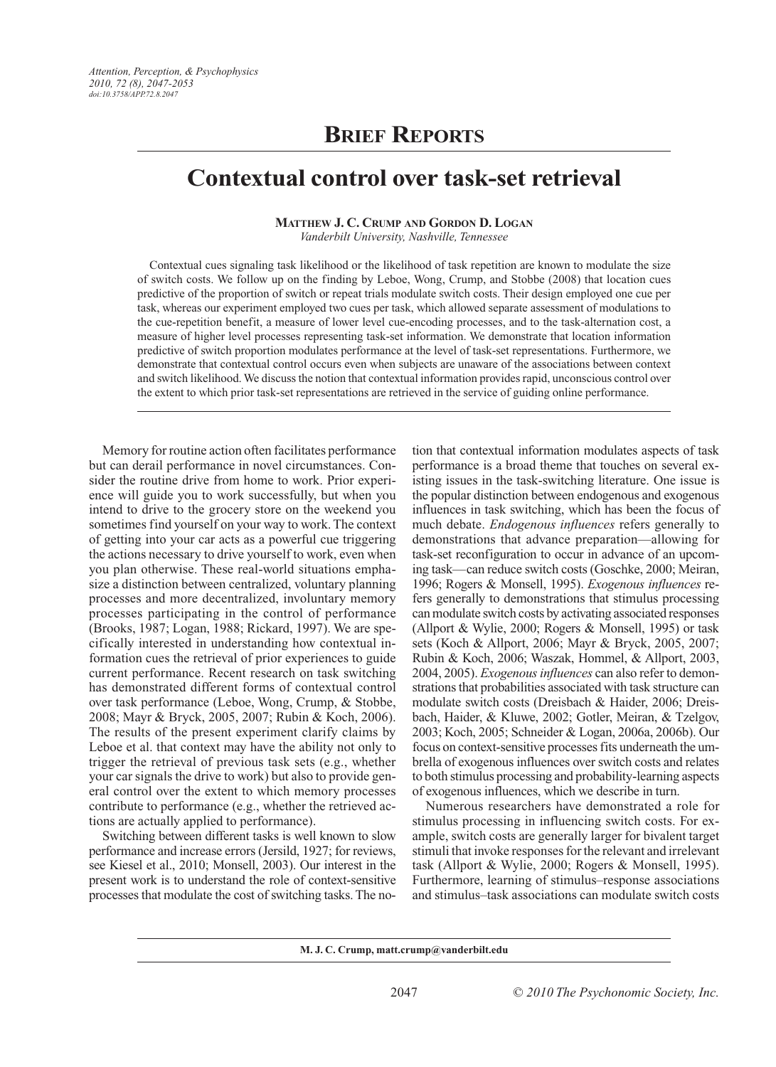## Brief Reports

# Contextual control over task-set retrieval

**Matthew J. C. Crump and Gordon D. Logan**
*Vanderbilt University, Nashville, Tennessee*

Contextual cues signaling task likelihood or the likelihood of task repetition are known to modulate the size of switch costs. We follow up on the finding by Leboe, Wong, Crump, and Stobbe (2008) that location cues predictive of the proportion of switch or repeat trials modulate switch costs. Their design employed one cue per task, whereas our experiment employed two cues per task, which allowed separate assessment of modulations to the cue-repetition benefit, a measure of lower level cue-encoding processes, and to the task-alternation cost, a measure of higher level processes representing task-set information. We demonstrate that location information predictive of switch proportion modulates performance at the level of task-set representations. Furthermore, we demonstrate that contextual control occurs even when subjects are unaware of the associations between context and switch likelihood. We discuss the notion that contextual information provides rapid, unconscious control over the extent to which prior task-set representations are retrieved in the service of guiding online performance.

Memory for routine action often facilitates performance but can derail performance in novel circumstances. Consider the routine drive from home to work. Prior experience will guide you to work successfully, but when you intend to drive to the grocery store on the weekend you sometimes find yourself on your way to work. The context of getting into your car acts as a powerful cue triggering the actions necessary to drive yourself to work, even when you plan otherwise. These real-world situations emphasize a distinction between centralized, voluntary planning processes and more decentralized, involuntary memory processes participating in the control of performance (Brooks, 1987; Logan, 1988; Rickard, 1997). We are specifically interested in understanding how contextual information cues the retrieval of prior experiences to guide current performance. Recent research on task switching has demonstrated different forms of contextual control over task performance (Leboe, Wong, Crump, & Stobbe, 2008; Mayr & Bryck, 2005, 2007; Rubin & Koch, 2006). The results of the present experiment clarify claims by Leboe et al. that context may have the ability not only to trigger the retrieval of previous task sets (e.g., whether your car signals the drive to work) but also to provide general control over the extent to which memory processes contribute to performance (e.g., whether the retrieved actions are actually applied to performance).

Switching between different tasks is well known to slow performance and increase errors (Jersild, 1927; for reviews, see Kiesel et al., 2010; Monsell, 2003). Our interest in the present work is to understand the role of context-sensitive processes that modulate the cost of switching tasks. The notion that contextual information modulates aspects of task performance is a broad theme that touches on several existing issues in the task-switching literature. One issue is the popular distinction between endogenous and exogenous influences in task switching, which has been the focus of much debate. *Endogenous influences* refers generally to demonstrations that advance preparation—allowing for task-set reconfiguration to occur in advance of an upcoming task—can reduce switch costs (Goschke, 2000; Meiran, 1996; Rogers & Monsell, 1995). *Exogenous influences* refers generally to demonstrations that stimulus processing can modulate switch costs by activating associated responses (Allport & Wylie, 2000; Rogers & Monsell, 1995) or task sets (Koch & Allport, 2006; Mayr & Bryck, 2005, 2007; Rubin & Koch, 2006; Waszak, Hommel, & Allport, 2003, 2004, 2005). *Exogenous influences* can also refer to demonstrations that probabilities associated with task structure can modulate switch costs (Dreisbach & Haider, 2006; Dreisbach, Haider, & Kluwe, 2002; Gotler, Meiran, & Tzelgov, 2003; Koch, 2005; Schneider & Logan, 2006a, 2006b). Our focus on context-sensitive processes fits underneath the umbrella of exogenous influences over switch costs and relates to both stimulus processing and probability-learning aspects of exogenous influences, which we describe in turn.

Numerous researchers have demonstrated a role for stimulus processing in influencing switch costs. For example, switch costs are generally larger for bivalent target stimuli that invoke responses for the relevant and irrelevant task (Allport & Wylie, 2000; Rogers & Monsell, 1995). Furthermore, learning of stimulus–response associations and stimulus–task associations can modulate switch costs

**M. J. C. Crump, matt.crump@vanderbilt.edu**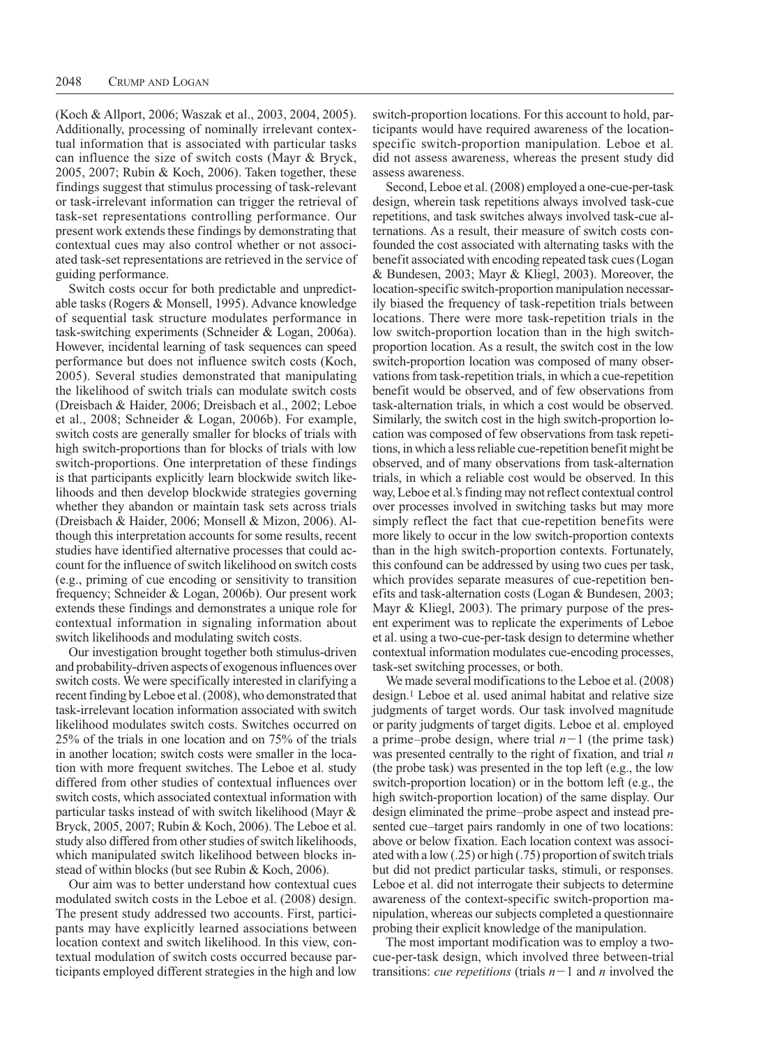(Koch & Allport, 2006; Waszak et al., 2003, 2004, 2005). Additionally, processing of nominally irrelevant contextual information that is associated with particular tasks can influence the size of switch costs (Mayr & Bryck, 2005, 2007; Rubin & Koch, 2006). Taken together, these findings suggest that stimulus processing of task-relevant or task-irrelevant information can trigger the retrieval of task-set representations controlling performance. Our present work extends these findings by demonstrating that contextual cues may also control whether or not associated task-set representations are retrieved in the service of guiding performance.

Switch costs occur for both predictable and unpredictable tasks (Rogers & Monsell, 1995). Advance knowledge of sequential task structure modulates performance in task-switching experiments (Schneider & Logan, 2006a). However, incidental learning of task sequences can speed performance but does not influence switch costs (Koch, 2005). Several studies demonstrated that manipulating the likelihood of switch trials can modulate switch costs (Dreisbach & Haider, 2006; Dreisbach et al., 2002; Leboe et al., 2008; Schneider & Logan, 2006b). For example, switch costs are generally smaller for blocks of trials with high switch-proportions than for blocks of trials with low switch-proportions. One interpretation of these findings is that participants explicitly learn blockwide switch likelihoods and then develop blockwide strategies governing whether they abandon or maintain task sets across trials (Dreisbach & Haider, 2006; Monsell & Mizon, 2006). Although this interpretation accounts for some results, recent studies have identified alternative processes that could account for the influence of switch likelihood on switch costs (e.g., priming of cue encoding or sensitivity to transition frequency; Schneider & Logan, 2006b). Our present work extends these findings and demonstrates a unique role for contextual information in signaling information about switch likelihoods and modulating switch costs.

Our investigation brought together both stimulus-driven and probability-driven aspects of exogenous influences over switch costs. We were specifically interested in clarifying a recent finding by Leboe et al. (2008), who demonstrated that task-irrelevant location information associated with switch likelihood modulates switch costs. Switches occurred on 25% of the trials in one location and on 75% of the trials in another location; switch costs were smaller in the location with more frequent switches. The Leboe et al. study differed from other studies of contextual influences over switch costs, which associated contextual information with particular tasks instead of with switch likelihood (Mayr & Bryck, 2005, 2007; Rubin & Koch, 2006). The Leboe et al. study also differed from other studies of switch likelihoods, which manipulated switch likelihood between blocks instead of within blocks (but see Rubin & Koch, 2006).

Our aim was to better understand how contextual cues modulated switch costs in the Leboe et al. (2008) design. The present study addressed two accounts. First, participants may have explicitly learned associations between location context and switch likelihood. In this view, contextual modulation of switch costs occurred because participants employed different strategies in the high and low switch-proportion locations. For this account to hold, participants would have required awareness of the location-specific switch-proportion manipulation. Leboe et al. did not assess awareness, whereas the present study did assess awareness.

Second, Leboe et al. (2008) employed a one-cue-per-task design, wherein task repetitions always involved task-cue repetitions, and task switches always involved task-cue alternations. As a result, their measure of switch costs confounded the cost associated with alternating tasks with the benefit associated with encoding repeated task cues (Logan & Bundesen, 2003; Mayr & Kliegl, 2003). Moreover, the location-specific switch-proportion manipulation necessarily biased the frequency of task-repetition trials between locations. There were more task-repetition trials in the low switch-proportion location than in the high switch-proportion location. As a result, the switch cost in the low switch-proportion location was composed of many observations from task-repetition trials, in which a cue-repetition benefit would be observed, and of few observations from task-alternation trials, in which a cost would be observed. Similarly, the switch cost in the high switch-proportion location was composed of few observations from task repetitions, in which a less reliable cue-repetition benefit might be observed, and of many observations from task-alternation trials, in which a reliable cost would be observed. In this way, Leboe et al.'s finding may not reflect contextual control over processes involved in switching tasks but may more simply reflect the fact that cue-repetition benefits were more likely to occur in the low switch-proportion contexts than in the high switch-proportion contexts. Fortunately, this confound can be addressed by using two cues per task, which provides separate measures of cue-repetition benefits and task-alternation costs (Logan & Bundesen, 2003; Mayr & Kliegl, 2003). The primary purpose of the present experiment was to replicate the experiments of Leboe et al. using a two-cue-per-task design to determine whether contextual information modulates cue-encoding processes, task-set switching processes, or both.

We made several modifications to the Leboe et al. (2008) design.[1] Leboe et al. used animal habitat and relative size judgments of target words. Our task involved magnitude or parity judgments of target digits. Leboe et al. employed a prime–probe design, where trial $n-1$ (the prime task) was presented centrally to the right of fixation, and trial $n$ (the probe task) was presented in the top left (e.g., the low switch-proportion location) or in the bottom left (e.g., the high switch-proportion location) of the same display. Our design eliminated the prime–probe aspect and instead presented cue–target pairs randomly in one of two locations: above or below fixation. Each location context was associated with a low (.25) or high (.75) proportion of switch trials but did not predict particular tasks, stimuli, or responses. Leboe et al. did not interrogate their subjects to determine awareness of the context-specific switch-proportion manipulation, whereas our subjects completed a questionnaire probing their explicit knowledge of the manipulation.

The most important modification was to employ a two-cue-per-task design, which involved three between-trial transitions: *cue repetitions* (trials $n-1$ and $n$ involved the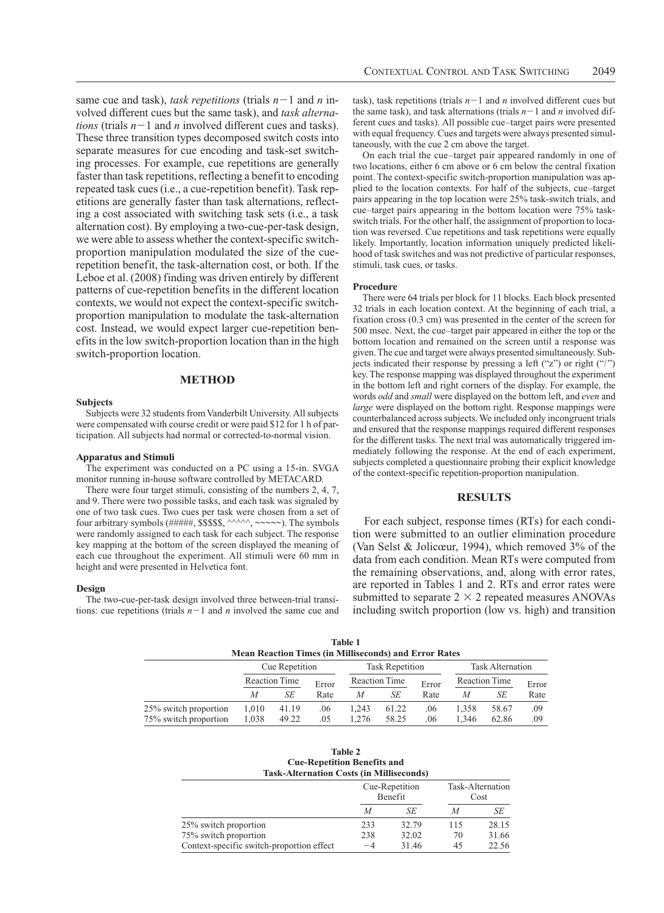same cue and task), *task repetitions* (trials $n-1$ and $n$ involved different cues but the same task), and *task alternations* (trials $n-1$ and $n$ involved different cues and tasks). These three transition types decomposed switch costs into separate measures for cue encoding and task-set switching processes. For example, cue repetitions are generally faster than task repetitions, reflecting a benefit to encoding repeated task cues (i.e., a cue-repetition benefit). Task repetitions are generally faster than task alternations, reflecting a cost associated with switching task sets (i.e., a task alternation cost). By employing a two-cue-per-task design, we were able to assess whether the context-specific switch-proportion manipulation modulated the size of the cue-repetition benefit, the task-alternation cost, or both. If the Leboe et al. (2008) finding was driven entirely by different patterns of cue-repetition benefits in the different location contexts, we would not expect the context-specific switch-proportion manipulation to modulate the task-alternation cost. Instead, we would expect larger cue-repetition benefits in the low switch-proportion location than in the high switch-proportion location.

## METHOD

### Subjects

Subjects were 32 students from Vanderbilt University. All subjects were compensated with course credit or were paid $12 for 1 h of participation. All subjects had normal or corrected-to-normal vision.

### Apparatus and Stimuli

The experiment was conducted on a PC using a 15-in. SVGA monitor running in-house software controlled by METACARD.

There were four target stimuli, consisting of the numbers 2, 4, 7, and 9. There were two possible tasks, and each task was signaled by one of two task cues. Two cues per task were chosen from a set of four arbitrary symbols (#####, $$$$$, ^^^^^, ~~~~~). The symbols were randomly assigned to each task for each subject. The response key mapping at the bottom of the screen displayed the meaning of each cue throughout the experiment. All stimuli were 60 mm in height and were presented in Helvetica font.

### Design

The two-cue-per-task design involved three between-trial transitions: cue repetitions (trials $n-1$ and $n$ involved the same cue and task), task repetitions (trials $n-1$ and $n$ involved different cues but the same task), and task alternations (trials $n-1$ and $n$ involved different cues and tasks). All possible cue–target pairs were presented with equal frequency. Cues and targets were always presented simultaneously, with the cue 2 cm above the target.

On each trial the cue–target pair appeared randomly in one of two locations, either 6 cm above or 6 cm below the central fixation point. The context-specific switch-proportion manipulation was applied to the location contexts. For half of the subjects, cue–target pairs appearing in the top location were 25% task-switch trials, and cue–target pairs appearing in the bottom location were 75% task-switch trials. For the other half, the assignment of proportion to location was reversed. Cue repetitions and task repetitions were equally likely. Importantly, location information uniquely predicted likelihood of task switches and was not predictive of particular responses, stimuli, task cues, or tasks.

### Procedure

There were 64 trials per block for 11 blocks. Each block presented 32 trials in each location context. At the beginning of each trial, a fixation cross (0.3 cm) was presented in the center of the screen for 500 msec. Next, the cue–target pair appeared in either the top or the bottom location and remained on the screen until a response was given. The cue and target were always presented simultaneously. Subjects indicated their response by pressing a left ("z") or right ("/") key. The response mapping was displayed throughout the experiment in the bottom left and right corners of the display. For example, the words *odd* and *small* were displayed on the bottom left, and *even* and *large* were displayed on the bottom right. Response mappings were counterbalanced across subjects. We included only incongruent trials and ensured that the response mappings required different responses for the different tasks. The next trial was automatically triggered immediately following the response. At the end of each experiment, subjects completed a questionnaire probing their explicit knowledge of the context-specific repetition-proportion manipulation.

## RESULTS

For each subject, response times (RTs) for each condition were submitted to an outlier elimination procedure (Van Selst & Jolicœur, 1994), which removed 3% of the data from each condition. Mean RTs were computed from the remaining observations, and, along with error rates, are reported in Tables 1 and 2. RTs and error rates were submitted to separate $2 \times 2$ repeated measures ANOVAs including switch proportion (low vs. high) and transition

**Table 1**
**Mean Reaction Times (in Milliseconds) and Error Rates**

| | Cue Repetition | | | Task Repetition | | | Task Alternation | | |
|---|---|---|---|---|---|---|---|---|---|
| | Reaction Time | | Error | Reaction Time | | Error | Reaction Time | | Error |
| | *M* | *SE* | Rate | *M* | *SE* | Rate | *M* | *SE* | Rate |
| 25% switch proportion | 1,010 | 41.19 | .06 | 1,243 | 61.22 | .06 | 1,358 | 58.67 | .09 |
| 75% switch proportion | 1,038 | 49.22 | .05 | 1,276 | 58.25 | .06 | 1,346 | 62.86 | .09 |

**Table 2**
**Cue-Repetition Benefits and Task-Alternation Costs (in Milliseconds)**

| | Cue-Repetition Benefit | | Task-Alternation Cost | |
|---|---|---|---|---|
| | *M* | *SE* | *M* | *SE* |
| 25% switch proportion | 233 | 32.79 | 115 | 28.15 |
| 75% switch proportion | 238 | 32.02 | 70 | 31.66 |
| Context-specific switch-proportion effect | −4 | 31.46 | 45 | 22.56 |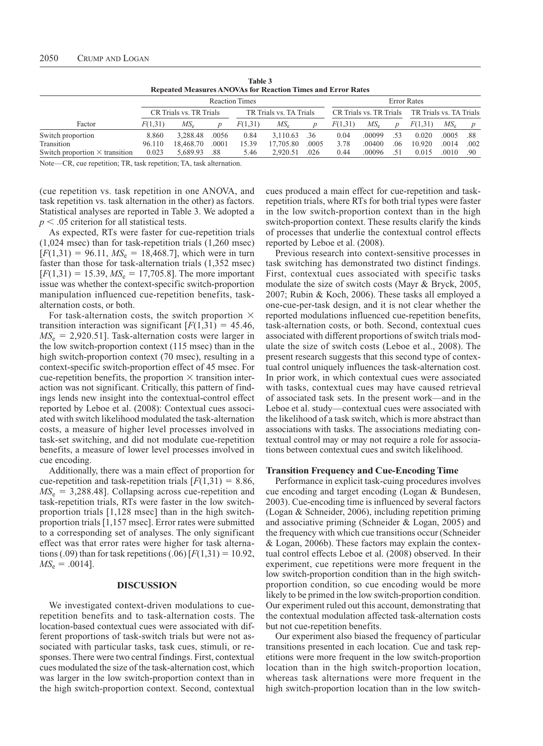**Table 3**
**Repeated Measures ANOVAs for Reaction Times and Error Rates**

| | Reaction Times | | | | | | Error Rates | | | | | |
|---|---|---|---|---|---|---|---|---|---|---|---|---|
| | CR Trials vs. TR Trials | | | TR Trials vs. TA Trials | | | CR Trials vs. TR Trials | | | TR Trials vs. TA Trials | | |
| Factor | $F(1,31)$ | $MS_e$ | $p$ | $F(1,31)$ | $MS_e$ | $p$ | $F(1,31)$ | $MS_e$ | $p$ | $F(1,31)$ | $MS_e$ | $p$ |
| Switch proportion | 8.860 | 3,288.48 | .0056 | 0.84 | 3,110.63 | .36 | 0.04 | .00099 | .53 | 0.020 | .0005 | .88 |
| Transition | 96.110 | 18,468.70 | .0001 | 15.39 | 17,705.80 | .0005 | 3.78 | .00400 | .06 | 10.920 | .0014 | .002 |
| Switch proportion × transition | 0.023 | 5,689.93 | .88 | 5.46 | 2,920.51 | .026 | 0.44 | .00096 | .51 | 0.015 | .0010 | .90 |

Note—CR, cue repetition; TR, task repetition; TA, task alternation.

(cue repetition vs. task repetition in one ANOVA, and task repetition vs. task alternation in the other) as factors. Statistical analyses are reported in Table 3. We adopted a $p < .05$ criterion for all statistical tests.

As expected, RTs were faster for cue-repetition trials (1,024 msec) than for task-repetition trials (1,260 msec) [$F(1,31) = 96.11$, $MS_e = 18{,}468.7$], which were in turn faster than those for task-alternation trials (1,352 msec) [$F(1,31) = 15.39$, $MS_e = 17{,}705.8$]. The more important issue was whether the context-specific switch-proportion manipulation influenced cue-repetition benefits, task-alternation costs, or both.

For task-alternation costs, the switch proportion × transition interaction was significant [$F(1,31) = 45.46$, $MS_e = 2{,}920.51$]. Task-alternation costs were larger in the low switch-proportion context (115 msec) than in the high switch-proportion context (70 msec), resulting in a context-specific switch-proportion effect of 45 msec. For cue-repetition benefits, the proportion × transition interaction was not significant. Critically, this pattern of findings lends new insight into the contextual-control effect reported by Leboe et al. (2008): Contextual cues associated with switch likelihood modulated the task-alternation costs, a measure of higher level processes involved in task-set switching, and did not modulate cue-repetition benefits, a measure of lower level processes involved in cue encoding.

Additionally, there was a main effect of proportion for cue-repetition and task-repetition trials [$F(1,31) = 8.86$, $MS_e = 3{,}288.48$]. Collapsing across cue-repetition and task-repetition trials, RTs were faster in the low switch-proportion trials [1,128 msec] than in the high switch-proportion trials [1,157 msec]. Error rates were submitted to a corresponding set of analyses. The only significant effect was that error rates were higher for task alternations (.09) than for task repetitions (.06) [$F(1,31) = 10.92$, $MS_e = .0014$].

## DISCUSSION

We investigated context-driven modulations to cue-repetition benefits and to task-alternation costs. The location-based contextual cues were associated with different proportions of task-switch trials but were not associated with particular tasks, task cues, stimuli, or responses. There were two central findings. First, contextual cues modulated the size of the task-alternation cost, which was larger in the low switch-proportion context than in the high switch-proportion context. Second, contextual cues produced a main effect for cue-repetition and task-repetition trials, where RTs for both trial types were faster in the low switch-proportion context than in the high switch-proportion context. These results clarify the kinds of processes that underlie the contextual control effects reported by Leboe et al. (2008).

Previous research into context-sensitive processes in task switching has demonstrated two distinct findings. First, contextual cues associated with specific tasks modulate the size of switch costs (Mayr & Bryck, 2005, 2007; Rubin & Koch, 2006). These tasks all employed a one-cue-per-task design, and it is not clear whether the reported modulations influenced cue-repetition benefits, task-alternation costs, or both. Second, contextual cues associated with different proportions of switch trials modulate the size of switch costs (Leboe et al., 2008). The present research suggests that this second type of contextual control uniquely influences the task-alternation cost. In prior work, in which contextual cues were associated with tasks, contextual cues may have caused retrieval of associated task sets. In the present work—and in the Leboe et al. study—contextual cues were associated with the likelihood of a task switch, which is more abstract than associations with tasks. The associations mediating contextual control may or may not require a role for associations between contextual cues and switch likelihood.

### Transition Frequency and Cue-Encoding Time

Performance in explicit task-cuing procedures involves cue encoding and target encoding (Logan & Bundesen, 2003). Cue-encoding time is influenced by several factors (Logan & Schneider, 2006), including repetition priming and associative priming (Schneider & Logan, 2005) and the frequency with which cue transitions occur (Schneider & Logan, 2006b). These factors may explain the contextual control effects Leboe et al. (2008) observed. In their experiment, cue repetitions were more frequent in the low switch-proportion condition than in the high switch-proportion condition, so cue encoding would be more likely to be primed in the low switch-proportion condition. Our experiment ruled out this account, demonstrating that the contextual modulation affected task-alternation costs but not cue-repetition benefits.

Our experiment also biased the frequency of particular transitions presented in each location. Cue and task repetitions were more frequent in the low switch-proportion location than in the high switch-proportion location, whereas task alternations were more frequent in the high switch-proportion location than in the low switch-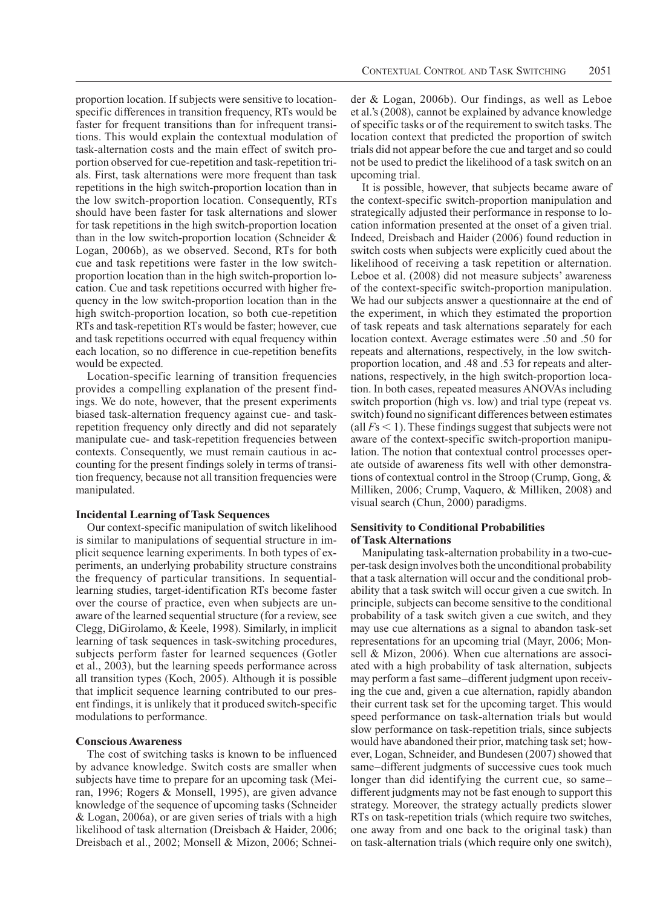proportion location. If subjects were sensitive to location-specific differences in transition frequency, RTs would be faster for frequent transitions than for infrequent transitions. This would explain the contextual modulation of task-alternation costs and the main effect of switch proportion observed for cue-repetition and task-repetition trials. First, task alternations were more frequent than task repetitions in the high switch-proportion location than in the low switch-proportion location. Consequently, RTs should have been faster for task alternations and slower for task repetitions in the high switch-proportion location than in the low switch-proportion location (Schneider & Logan, 2006b), as we observed. Second, RTs for both cue and task repetitions were faster in the low switch-proportion location than in the high switch-proportion location. Cue and task repetitions occurred with higher frequency in the low switch-proportion location than in the high switch-proportion location, so both cue-repetition RTs and task-repetition RTs would be faster; however, cue and task repetitions occurred with equal frequency within each location, so no difference in cue-repetition benefits would be expected.

Location-specific learning of transition frequencies provides a compelling explanation of the present findings. We do note, however, that the present experiments biased task-alternation frequency against cue- and task-repetition frequency only directly and did not separately manipulate cue- and task-repetition frequencies between contexts. Consequently, we must remain cautious in accounting for the present findings solely in terms of transition frequency, because not all transition frequencies were manipulated.

### Incidental Learning of Task Sequences

Our context-specific manipulation of switch likelihood is similar to manipulations of sequential structure in implicit sequence learning experiments. In both types of experiments, an underlying probability structure constrains the frequency of particular transitions. In sequential-learning studies, target-identification RTs become faster over the course of practice, even when subjects are unaware of the learned sequential structure (for a review, see Clegg, DiGirolamo, & Keele, 1998). Similarly, in implicit learning of task sequences in task-switching procedures, subjects perform faster for learned sequences (Gotler et al., 2003), but the learning speeds performance across all transition types (Koch, 2005). Although it is possible that implicit sequence learning contributed to our present findings, it is unlikely that it produced switch-specific modulations to performance.

### Conscious Awareness

The cost of switching tasks is known to be influenced by advance knowledge. Switch costs are smaller when subjects have time to prepare for an upcoming task (Meiran, 1996; Rogers & Monsell, 1995), are given advance knowledge of the sequence of upcoming tasks (Schneider & Logan, 2006a), or are given series of trials with a high likelihood of task alternation (Dreisbach & Haider, 2006; Dreisbach et al., 2002; Monsell & Mizon, 2006; Schneider & Logan, 2006b). Our findings, as well as Leboe et al.'s (2008), cannot be explained by advance knowledge of specific tasks or of the requirement to switch tasks. The location context that predicted the proportion of switch trials did not appear before the cue and target and so could not be used to predict the likelihood of a task switch on an upcoming trial.

It is possible, however, that subjects became aware of the context-specific switch-proportion manipulation and strategically adjusted their performance in response to location information presented at the onset of a given trial. Indeed, Dreisbach and Haider (2006) found reduction in switch costs when subjects were explicitly cued about the likelihood of receiving a task repetition or alternation. Leboe et al. (2008) did not measure subjects' awareness of the context-specific switch-proportion manipulation. We had our subjects answer a questionnaire at the end of the experiment, in which they estimated the proportion of task repeats and task alternations separately for each location context. Average estimates were .50 and .50 for repeats and alternations, respectively, in the low switch-proportion location, and .48 and .53 for repeats and alternations, respectively, in the high switch-proportion location. In both cases, repeated measures ANOVAs including switch proportion (high vs. low) and trial type (repeat vs. switch) found no significant differences between estimates (all $F\text{s} < 1$). These findings suggest that subjects were not aware of the context-specific switch-proportion manipulation. The notion that contextual control processes operate outside of awareness fits well with other demonstrations of contextual control in the Stroop (Crump, Gong, & Milliken, 2006; Crump, Vaquero, & Milliken, 2008) and visual search (Chun, 2000) paradigms.

### Sensitivity to Conditional Probabilities of Task Alternations

Manipulating task-alternation probability in a two-cue-per-task design involves both the unconditional probability that a task alternation will occur and the conditional probability that a task switch will occur given a cue switch. In principle, subjects can become sensitive to the conditional probability of a task switch given a cue switch, and they may use cue alternations as a signal to abandon task-set representations for an upcoming trial (Mayr, 2006; Monsell & Mizon, 2006). When cue alternations are associated with a high probability of task alternation, subjects may perform a fast same–different judgment upon receiving the cue and, given a cue alternation, rapidly abandon their current task set for the upcoming target. This would speed performance on task-alternation trials but would slow performance on task-repetition trials, since subjects would have abandoned their prior, matching task set; however, Logan, Schneider, and Bundesen (2007) showed that same–different judgments of successive cues took much longer than did identifying the current cue, so same–different judgments may not be fast enough to support this strategy. Moreover, the strategy actually predicts slower RTs on task-repetition trials (which require two switches, one away from and one back to the original task) than on task-alternation trials (which require only one switch),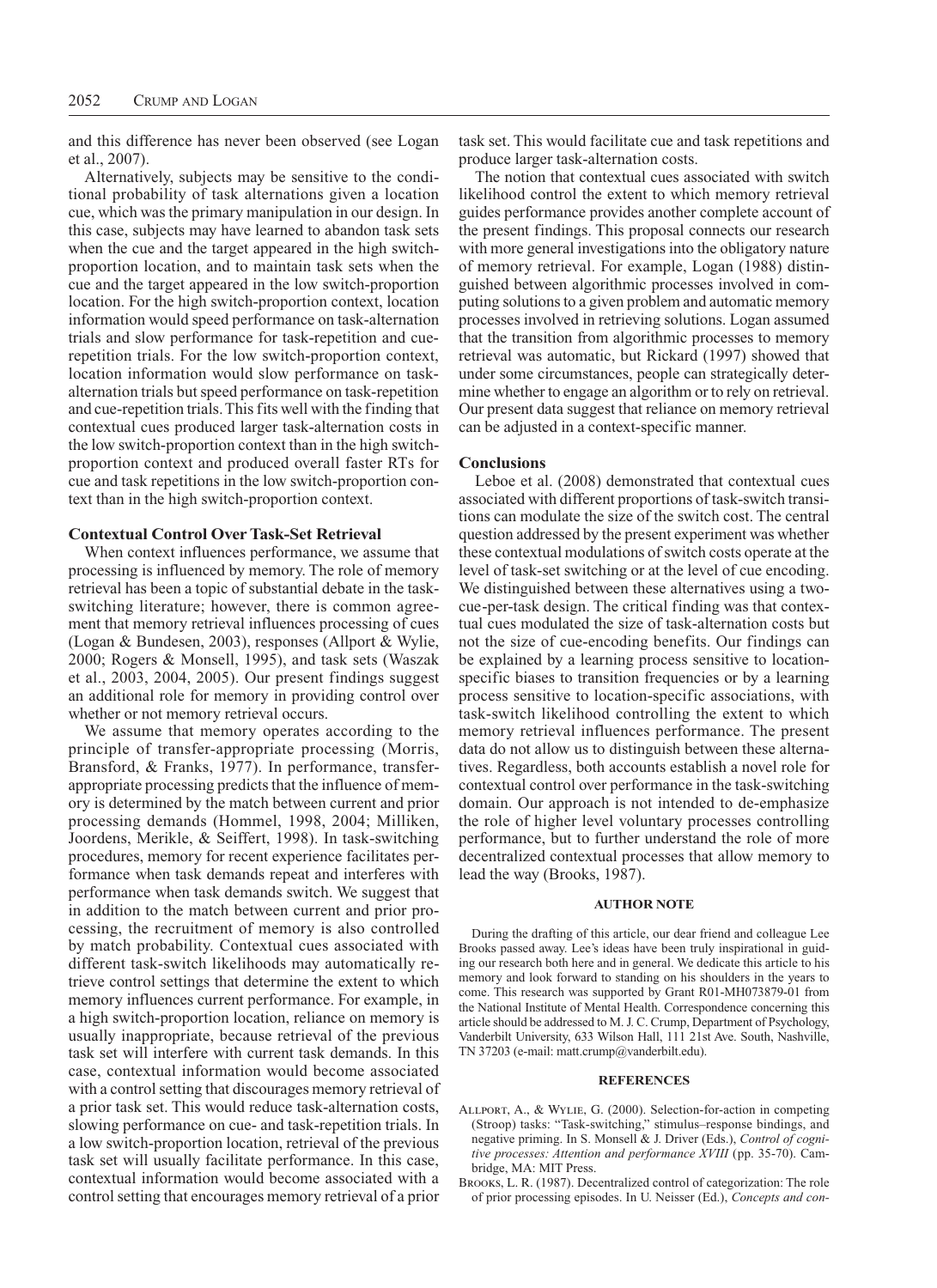and this difference has never been observed (see Logan et al., 2007).

Alternatively, subjects may be sensitive to the conditional probability of task alternations given a location cue, which was the primary manipulation in our design. In this case, subjects may have learned to abandon task sets when the cue and the target appeared in the high switch-proportion location, and to maintain task sets when the cue and the target appeared in the low switch-proportion location. For the high switch-proportion context, location information would speed performance on task-alternation trials and slow performance for task-repetition and cue-repetition trials. For the low switch-proportion context, location information would slow performance on task-alternation trials but speed performance on task-repetition and cue-repetition trials. This fits well with the finding that contextual cues produced larger task-alternation costs in the low switch-proportion context than in the high switch-proportion context and produced overall faster RTs for cue and task repetitions in the low switch-proportion context than in the high switch-proportion context.

### Contextual Control Over Task-Set Retrieval

When context influences performance, we assume that processing is influenced by memory. The role of memory retrieval has been a topic of substantial debate in the task-switching literature; however, there is common agreement that memory retrieval influences processing of cues (Logan & Bundesen, 2003), responses (Allport & Wylie, 2000; Rogers & Monsell, 1995), and task sets (Waszak et al., 2003, 2004, 2005). Our present findings suggest an additional role for memory in providing control over whether or not memory retrieval occurs.

We assume that memory operates according to the principle of transfer-appropriate processing (Morris, Bransford, & Franks, 1977). In performance, transfer-appropriate processing predicts that the influence of memory is determined by the match between current and prior processing demands (Hommel, 1998, 2004; Milliken, Joordens, Merikle, & Seiffert, 1998). In task-switching procedures, memory for recent experience facilitates performance when task demands repeat and interferes with performance when task demands switch. We suggest that in addition to the match between current and prior processing, the recruitment of memory is also controlled by match probability. Contextual cues associated with different task-switch likelihoods may automatically retrieve control settings that determine the extent to which memory influences current performance. For example, in a high switch-proportion location, reliance on memory is usually inappropriate, because retrieval of the previous task set will interfere with current task demands. In this case, contextual information would become associated with a control setting that discourages memory retrieval of a prior task set. This would reduce task-alternation costs, slowing performance on cue- and task-repetition trials. In a low switch-proportion location, retrieval of the previous task set will usually facilitate performance. In this case, contextual information would become associated with a control setting that encourages memory retrieval of a prior task set. This would facilitate cue and task repetitions and produce larger task-alternation costs.

The notion that contextual cues associated with switch likelihood control the extent to which memory retrieval guides performance provides another complete account of the present findings. This proposal connects our research with more general investigations into the obligatory nature of memory retrieval. For example, Logan (1988) distinguished between algorithmic processes involved in computing solutions to a given problem and automatic memory processes involved in retrieving solutions. Logan assumed that the transition from algorithmic processes to memory retrieval was automatic, but Rickard (1997) showed that under some circumstances, people can strategically determine whether to engage an algorithm or to rely on retrieval. Our present data suggest that reliance on memory retrieval can be adjusted in a context-specific manner.

### Conclusions

Leboe et al. (2008) demonstrated that contextual cues associated with different proportions of task-switch transitions can modulate the size of the switch cost. The central question addressed by the present experiment was whether these contextual modulations of switch costs operate at the level of task-set switching or at the level of cue encoding. We distinguished between these alternatives using a two-cue-per-task design. The critical finding was that contextual cues modulated the size of task-alternation costs but not the size of cue-encoding benefits. Our findings can be explained by a learning process sensitive to location-specific biases to transition frequencies or by a learning process sensitive to location-specific associations, with task-switch likelihood controlling the extent to which memory retrieval influences performance. The present data do not allow us to distinguish between these alternatives. Regardless, both accounts establish a novel role for contextual control over performance in the task-switching domain. Our approach is not intended to de-emphasize the role of higher level voluntary processes controlling performance, but to further understand the role of more decentralized contextual processes that allow memory to lead the way (Brooks, 1987).

#### AUTHOR NOTE

During the drafting of this article, our dear friend and colleague Lee Brooks passed away. Lee's ideas have been truly inspirational in guiding our research both here and in general. We dedicate this article to his memory and look forward to standing on his shoulders in the years to come. This research was supported by Grant R01-MH073879-01 from the National Institute of Mental Health. Correspondence concerning this article should be addressed to M. J. C. Crump, Department of Psychology, Vanderbilt University, 633 Wilson Hall, 111 21st Ave. South, Nashville, TN 37203 (e-mail: matt.crump@vanderbilt.edu).

#### REFERENCES

Allport, A., & Wylie, G. (2000). Selection-for-action in competing (Stroop) tasks: "Task-switching," stimulus–response bindings, and negative priming. In S. Monsell & J. Driver (Eds.), *Control of cognitive processes: Attention and performance XVIII* (pp. 35-70). Cambridge, MA: MIT Press.

Brooks, L. R. (1987). Decentralized control of categorization: The role of prior processing episodes. In U. Neisser (Ed.), *Concepts and con-*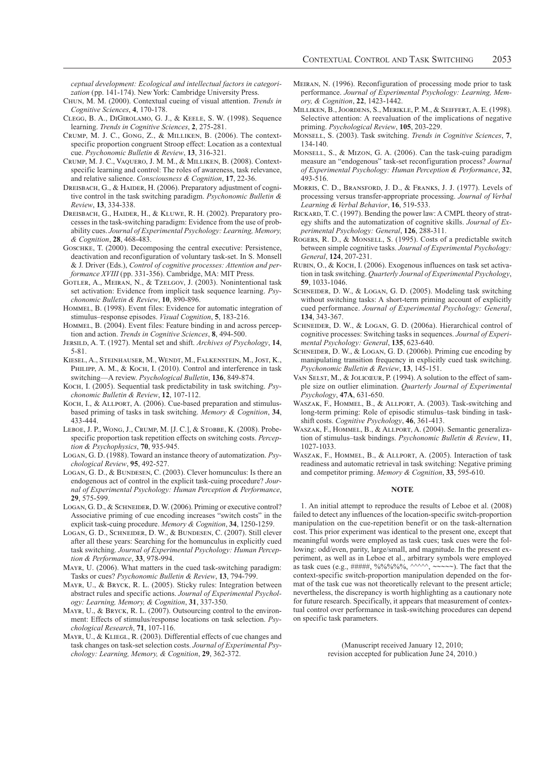*ceptual development: Ecological and intellectual factors in categorization* (pp. 141-174). New York: Cambridge University Press.

Chun, M. M. (2000). Contextual cueing of visual attention. *Trends in Cognitive Sciences*, **4**, 170-178.

Clegg, B. A., DiGirolamo, G. J., & Keele, S. W. (1998). Sequence learning. *Trends in Cognitive Sciences*, **2**, 275-281.

Crump, M. J. C., Gong, Z., & Milliken, B. (2006). The context-specific proportion congruent Stroop effect: Location as a contextual cue. *Psychonomic Bulletin & Review*, **13**, 316-321.

Crump, M. J. C., Vaquero, J. M. M., & Milliken, B. (2008). Context-specific learning and control: The roles of awareness, task relevance, and relative salience. *Consciousness & Cognition*, **17**, 22-36.

Dreisbach, G., & Haider, H. (2006). Preparatory adjustment of cognitive control in the task switching paradigm. *Psychonomic Bulletin & Review*, **13**, 334-338.

Dreisbach, G., Haider, H., & Kluwe, R. H. (2002). Preparatory processes in the task-switching paradigm: Evidence from the use of probability cues. *Journal of Experimental Psychology: Learning, Memory, & Cognition*, **28**, 468-483.

Goschke, T. (2000). Decomposing the central executive: Persistence, deactivation and reconfiguration of voluntary task-set. In S. Monsell & J. Driver (Eds.), *Control of cognitive processes: Attention and performance XVIII* (pp. 331-356). Cambridge, MA: MIT Press.

Gotler, A., Meiran, N., & Tzelgov, J. (2003). Nonintentional task set activation: Evidence from implicit task sequence learning. *Psychonomic Bulletin & Review*, **10**, 890-896.

Hommel, B. (1998). Event files: Evidence for automatic integration of stimulus–response episodes. *Visual Cognition*, **5**, 183-216.

Hommel, B. (2004). Event files: Feature binding in and across perception and action. *Trends in Cognitive Sciences*, **8**, 494-500.

Jersild, A. T. (1927). Mental set and shift. *Archives of Psychology*, **14**, 5-81.

Kiesel, A., Steinhauser, M., Wendt, M., Falkenstein, M., Jost, K., Philipp, A. M., & Koch, I. (2010). Control and interference in task switching—A review. *Psychological Bulletin*, **136**, 849-874.

Koch, I. (2005). Sequential task predictability in task switching. *Psychonomic Bulletin & Review*, **12**, 107-112.

Koch, I., & Allport, A. (2006). Cue-based preparation and stimulus-based priming of tasks in task switching. *Memory & Cognition*, **34**, 433-444.

Leboe, J. P., Wong, J., Crump, M. [J. C.], & Stobbe, K. (2008). Probe-specific proportion task repetition effects on switching costs. *Perception & Psychophysics*, **70**, 935-945.

Logan, G. D. (1988). Toward an instance theory of automatization. *Psychological Review*, **95**, 492-527.

Logan, G. D., & Bundesen, C. (2003). Clever homunculus: Is there an endogenous act of control in the explicit task-cuing procedure? *Journal of Experimental Psychology: Human Perception & Performance*, **29**, 575-599.

Logan, G. D., & Schneider, D. W. (2006). Priming or executive control? Associative priming of cue encoding increases "switch costs" in the explicit task-cuing procedure. *Memory & Cognition*, **34**, 1250-1259.

Logan, G. D., Schneider, D. W., & Bundesen, C. (2007). Still clever after all these years: Searching for the homunculus in explicitly cued task switching. *Journal of Experimental Psychology: Human Perception & Performance*, **33**, 978-994.

Mayr, U. (2006). What matters in the cued task-switching paradigm: Tasks or cues? *Psychonomic Bulletin & Review*, **13**, 794-799.

Mayr, U., & Bryck, R. L. (2005). Sticky rules: Integration between abstract rules and specific actions. *Journal of Experimental Psychology: Learning, Memory, & Cognition*, **31**, 337-350.

Mayr, U., & Bryck, R. L. (2007). Outsourcing control to the environment: Effects of stimulus/response locations on task selection. *Psychological Research*, **71**, 107-116.

Mayr, U., & Kliegl, R. (2003). Differential effects of cue changes and task changes on task-set selection costs. *Journal of Experimental Psychology: Learning, Memory, & Cognition*, **29**, 362-372.

Meiran, N. (1996). Reconfiguration of processing mode prior to task performance. *Journal of Experimental Psychology: Learning, Memory, & Cognition*, **22**, 1423-1442.

Milliken, B., Joordens, S., Merikle, P. M., & Seiffert, A. E. (1998). Selective attention: A reevaluation of the implications of negative priming. *Psychological Review*, **105**, 203-229.

Monsell, S. (2003). Task switching. *Trends in Cognitive Sciences*, **7**, 134-140.

Monsell, S., & Mizon, G. A. (2006). Can the task-cuing paradigm measure an "endogenous" task-set reconfiguration process? *Journal of Experimental Psychology: Human Perception & Performance*, **32**, 493-516.

Morris, C. D., Bransford, J. D., & Franks, J. J. (1977). Levels of processing versus transfer-appropriate processing. *Journal of Verbal Learning & Verbal Behavior*, **16**, 519-533.

Rickard, T. C. (1997). Bending the power law: A CMPL theory of strategy shifts and the automatization of cognitive skills. *Journal of Experimental Psychology: General*, **126**, 288-311.

Rogers, R. D., & Monsell, S. (1995). Costs of a predictable switch between simple cognitive tasks. *Journal of Experimental Psychology: General*, **124**, 207-231.

Rubin, O., & Koch, I. (2006). Exogenous influences on task set activation in task switching. *Quarterly Journal of Experimental Psychology*, **59**, 1033-1046.

Schneider, D. W., & Logan, G. D. (2005). Modeling task switching without switching tasks: A short-term priming account of explicitly cued performance. *Journal of Experimental Psychology: General*, **134**, 343-367.

Schneider, D. W., & Logan, G. D. (2006a). Hierarchical control of cognitive processes: Switching tasks in sequences. *Journal of Experimental Psychology: General*, **135**, 623-640.

Schneider, D. W., & Logan, G. D. (2006b). Priming cue encoding by manipulating transition frequency in explicitly cued task switching. *Psychonomic Bulletin & Review*, **13**, 145-151.

Van Selst, M., & Jolicœur, P. (1994). A solution to the effect of sample size on outlier elimination. *Quarterly Journal of Experimental Psychology*, **47A**, 631-650.

Waszak, F., Hommel, B., & Allport, A. (2003). Task-switching and long-term priming: Role of episodic stimulus–task binding in task-shift costs. *Cognitive Psychology*, **46**, 361-413.

Waszak, F., Hommel, B., & Allport, A. (2004). Semantic generalization of stimulus–task bindings. *Psychonomic Bulletin & Review*, **11**, 1027-1033.

Waszak, F., Hommel, B., & Allport, A. (2005). Interaction of task readiness and automatic retrieval in task switching: Negative priming and competitor priming. *Memory & Cognition*, **33**, 595-610.

## NOTE

1. An initial attempt to reproduce the results of Leboe et al. (2008) failed to detect any influences of the location-specific switch-proportion manipulation on the cue-repetition benefit or on the task-alternation cost. This prior experiment was identical to the present one, except that meaningful words were employed as task cues; task cues were the following: odd/even, parity, large/small, and magnitude. In the present experiment, as well as in Leboe et al., arbitrary symbols were employed as task cues (e.g., #####, %%%%%, ^^^^^, ~~~~~). The fact that the context-specific switch-proportion manipulation depended on the format of the task cue was not theoretically relevant to the present article; nevertheless, the discrepancy is worth highlighting as a cautionary note for future research. Specifically, it appears that measurement of contextual control over performance in task-switching procedures can depend on specific task parameters.

(Manuscript received January 12, 2010;
revision accepted for publication June 24, 2010.)